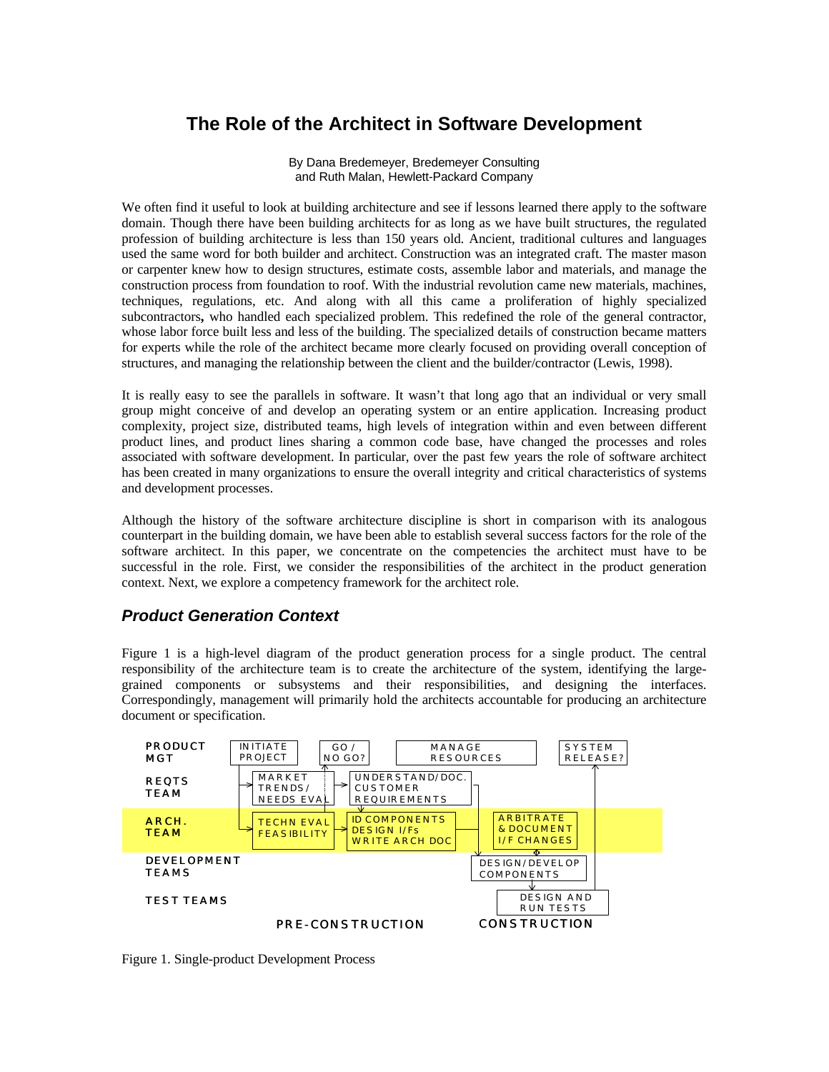# The Role of the Architect in Software Development

By Dana Bredemeyer, Bredemeyer Consulting
and Ruth Malan, Hewlett-Packard Company

We often find it useful to look at building architecture and see if lessons learned there apply to the software domain. Though there have been building architects for as long as we have built structures, the regulated profession of building architecture is less than 150 years old. Ancient, traditional cultures and languages used the same word for both builder and architect. Construction was an integrated craft. The master mason or carpenter knew how to design structures, estimate costs, assemble labor and materials, and manage the construction process from foundation to roof. With the industrial revolution came new materials, machines, techniques, regulations, etc. And along with all this came a proliferation of highly specialized subcontractors**,** who handled each specialized problem. This redefined the role of the general contractor, whose labor force built less and less of the building. The specialized details of construction became matters for experts while the role of the architect became more clearly focused on providing overall conception of structures, and managing the relationship between the client and the builder/contractor (Lewis, 1998).

It is really easy to see the parallels in software. It wasn't that long ago that an individual or very small group might conceive of and develop an operating system or an entire application. Increasing product complexity, project size, distributed teams, high levels of integration within and even between different product lines, and product lines sharing a common code base, have changed the processes and roles associated with software development. In particular, over the past few years the role of software architect has been created in many organizations to ensure the overall integrity and critical characteristics of systems and development processes.

Although the history of the software architecture discipline is short in comparison with its analogous counterpart in the building domain, we have been able to establish several success factors for the role of the software architect. In this paper, we concentrate on the competencies the architect must have to be successful in the role. First, we consider the responsibilities of the architect in the product generation context. Next, we explore a competency framework for the architect role.

## *Product Generation Context*

Figure 1 is a high-level diagram of the product generation process for a single product. The central responsibility of the architecture team is to create the architecture of the system, identifying the large-grained components or subsystems and their responsibilities, and designing the interfaces. Correspondingly, management will primarily hold the architects accountable for producing an architecture document or specification.

Figure 1. Single-product Development Process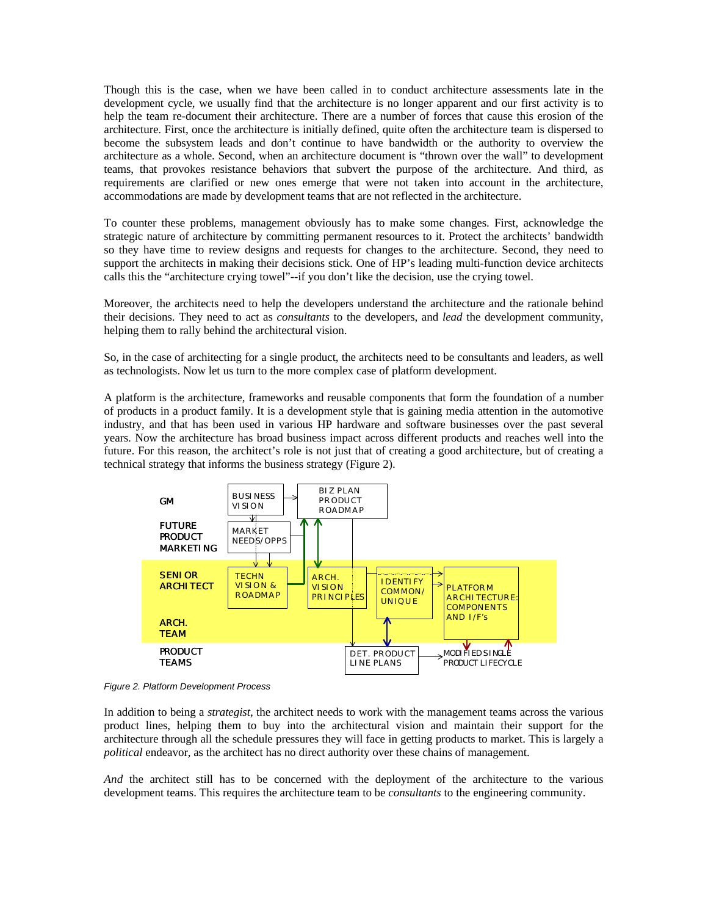Though this is the case, when we have been called in to conduct architecture assessments late in the development cycle, we usually find that the architecture is no longer apparent and our first activity is to help the team re-document their architecture. There are a number of forces that cause this erosion of the architecture. First, once the architecture is initially defined, quite often the architecture team is dispersed to become the subsystem leads and don't continue to have bandwidth or the authority to overview the architecture as a whole. Second, when an architecture document is "thrown over the wall" to development teams, that provokes resistance behaviors that subvert the purpose of the architecture. And third, as requirements are clarified or new ones emerge that were not taken into account in the architecture, accommodations are made by development teams that are not reflected in the architecture.

To counter these problems, management obviously has to make some changes. First, acknowledge the strategic nature of architecture by committing permanent resources to it. Protect the architects' bandwidth so they have time to review designs and requests for changes to the architecture. Second, they need to support the architects in making their decisions stick. One of HP's leading multi-function device architects calls this the "architecture crying towel"--if you don't like the decision, use the crying towel.

Moreover, the architects need to help the developers understand the architecture and the rationale behind their decisions. They need to act as *consultants* to the developers, and *lead* the development community, helping them to rally behind the architectural vision.

So, in the case of architecting for a single product, the architects need to be consultants and leaders, as well as technologists. Now let us turn to the more complex case of platform development.

A platform is the architecture, frameworks and reusable components that form the foundation of a number of products in a product family. It is a development style that is gaining media attention in the automotive industry, and that has been used in various HP hardware and software businesses over the past several years. Now the architecture has broad business impact across different products and reaches well into the future. For this reason, the architect's role is not just that of creating a good architecture, but of creating a technical strategy that informs the business strategy (Figure 2).

GM: BUSINESS VISION → BIZ PLAN PRODUCT ROADMAP

FUTURE PRODUCT MARKETING: MARKET NEEDS/OPPS

SENIOR ARCHITECT / ARCH. TEAM: TECHN VISION & ROADMAP; ARCH. VISION PRINCIPLES; IDENTIFY COMMON/ UNIQUE; PLATFORM ARCHITECTURE: COMPONENTS AND I/F's

PRODUCT TEAMS: DET. PRODUCT LINE PLANS → MODIFIED SINGLE PRODUCT LIFECYCLE

*Figure 2. Platform Development Process*

In addition to being a *strategist*, the architect needs to work with the management teams across the various product lines, helping them to buy into the architectural vision and maintain their support for the architecture through all the schedule pressures they will face in getting products to market. This is largely a *political* endeavor, as the architect has no direct authority over these chains of management.

*And* the architect still has to be concerned with the deployment of the architecture to the various development teams. This requires the architecture team to be *consultants* to the engineering community.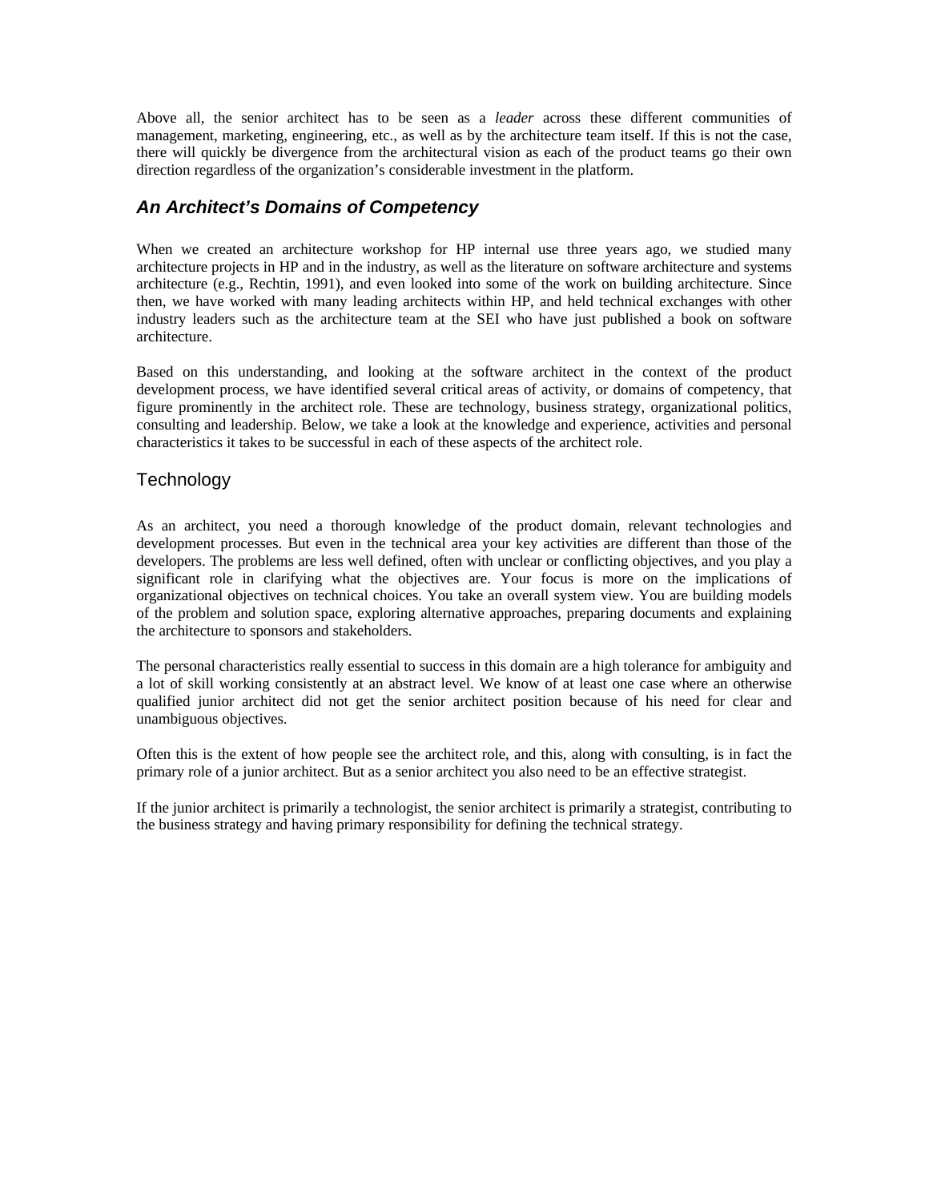Above all, the senior architect has to be seen as a *leader* across these different communities of management, marketing, engineering, etc., as well as by the architecture team itself. If this is not the case, there will quickly be divergence from the architectural vision as each of the product teams go their own direction regardless of the organization's considerable investment in the platform.

## *An Architect's Domains of Competency*

When we created an architecture workshop for HP internal use three years ago, we studied many architecture projects in HP and in the industry, as well as the literature on software architecture and systems architecture (e.g., Rechtin, 1991), and even looked into some of the work on building architecture. Since then, we have worked with many leading architects within HP, and held technical exchanges with other industry leaders such as the architecture team at the SEI who have just published a book on software architecture.

Based on this understanding, and looking at the software architect in the context of the product development process, we have identified several critical areas of activity, or domains of competency, that figure prominently in the architect role. These are technology, business strategy, organizational politics, consulting and leadership. Below, we take a look at the knowledge and experience, activities and personal characteristics it takes to be successful in each of these aspects of the architect role.

### Technology

As an architect, you need a thorough knowledge of the product domain, relevant technologies and development processes. But even in the technical area your key activities are different than those of the developers. The problems are less well defined, often with unclear or conflicting objectives, and you play a significant role in clarifying what the objectives are. Your focus is more on the implications of organizational objectives on technical choices. You take an overall system view. You are building models of the problem and solution space, exploring alternative approaches, preparing documents and explaining the architecture to sponsors and stakeholders.

The personal characteristics really essential to success in this domain are a high tolerance for ambiguity and a lot of skill working consistently at an abstract level. We know of at least one case where an otherwise qualified junior architect did not get the senior architect position because of his need for clear and unambiguous objectives.

Often this is the extent of how people see the architect role, and this, along with consulting, is in fact the primary role of a junior architect. But as a senior architect you also need to be an effective strategist.

If the junior architect is primarily a technologist, the senior architect is primarily a strategist, contributing to the business strategy and having primary responsibility for defining the technical strategy.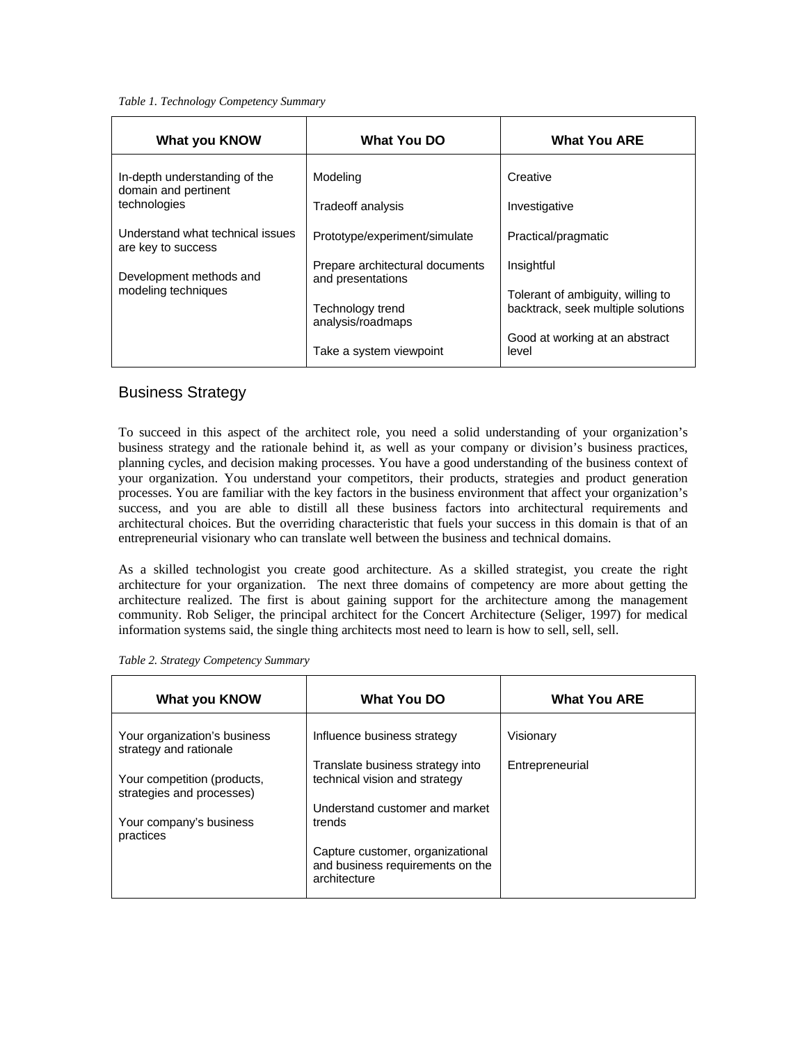*Table 1. Technology Competency Summary*

| What you KNOW | What You DO | What You ARE |
|---|---|---|
| In-depth understanding of the domain and pertinent technologies | Modeling | Creative |
| Understand what technical issues are key to success | Tradeoff analysis | Investigative |
| Development methods and modeling techniques | Prototype/experiment/simulate | Practical/pragmatic |
| | Prepare architectural documents and presentations | Insightful |
| | Technology trend analysis/roadmaps | Tolerant of ambiguity, willing to backtrack, seek multiple solutions |
| | Take a system viewpoint | Good at working at an abstract level |

## Business Strategy

To succeed in this aspect of the architect role, you need a solid understanding of your organization's business strategy and the rationale behind it, as well as your company or division's business practices, planning cycles, and decision making processes. You have a good understanding of the business context of your organization. You understand your competitors, their products, strategies and product generation processes. You are familiar with the key factors in the business environment that affect your organization's success, and you are able to distill all these business factors into architectural requirements and architectural choices. But the overriding characteristic that fuels your success in this domain is that of an entrepreneurial visionary who can translate well between the business and technical domains.

As a skilled technologist you create good architecture. As a skilled strategist, you create the right architecture for your organization. The next three domains of competency are more about getting the architecture realized. The first is about gaining support for the architecture among the management community. Rob Seliger, the principal architect for the Concert Architecture (Seliger, 1997) for medical information systems said, the single thing architects most need to learn is how to sell, sell, sell.

*Table 2. Strategy Competency Summary*

| What you KNOW | What You DO | What You ARE |
|---|---|---|
| Your organization's business strategy and rationale | Influence business strategy | Visionary |
| Your competition (products, strategies and processes) | Translate business strategy into technical vision and strategy | Entrepreneurial |
| Your company's business practices | Understand customer and market trends | |
| | Capture customer, organizational and business requirements on the architecture | |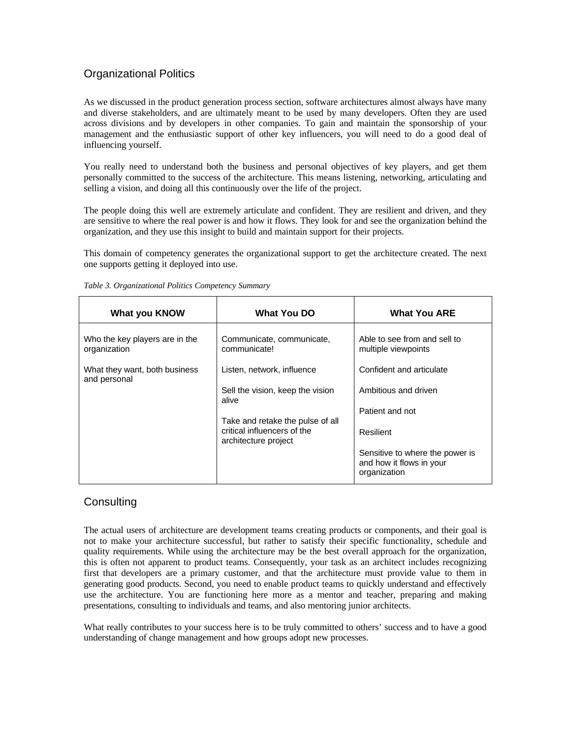## Organizational Politics

As we discussed in the product generation process section, software architectures almost always have many and diverse stakeholders, and are ultimately meant to be used by many developers. Often they are used across divisions and by developers in other companies. To gain and maintain the sponsorship of your management and the enthusiastic support of other key influencers, you will need to do a good deal of influencing yourself.

You really need to understand both the business and personal objectives of key players, and get them personally committed to the success of the architecture. This means listening, networking, articulating and selling a vision, and doing all this continuously over the life of the project.

The people doing this well are extremely articulate and confident. They are resilient and driven, and they are sensitive to where the real power is and how it flows. They look for and see the organization behind the organization, and they use this insight to build and maintain support for their projects.

This domain of competency generates the organizational support to get the architecture created. The next one supports getting it deployed into use.

*Table 3. Organizational Politics Competency Summary*

| What you KNOW | What You DO | What You ARE |
|---|---|---|
| Who the key players are in the organization<br><br>What they want, both business and personal | Communicate, communicate, communicate!<br><br>Listen, network, influence<br><br>Sell the vision, keep the vision alive<br><br>Take and retake the pulse of all critical influencers of the architecture project | Able to see from and sell to multiple viewpoints<br><br>Confident and articulate<br><br>Ambitious and driven<br><br>Patient and not<br><br>Resilient<br><br>Sensitive to where the power is and how it flows in your organization |

## Consulting

The actual users of architecture are development teams creating products or components, and their goal is not to make your architecture successful, but rather to satisfy their specific functionality, schedule and quality requirements. While using the architecture may be the best overall approach for the organization, this is often not apparent to product teams. Consequently, your task as an architect includes recognizing first that developers are a primary customer, and that the architecture must provide value to them in generating good products. Second, you need to enable product teams to quickly understand and effectively use the architecture. You are functioning here more as a mentor and teacher, preparing and making presentations, consulting to individuals and teams, and also mentoring junior architects.

What really contributes to your success here is to be truly committed to others' success and to have a good understanding of change management and how groups adopt new processes.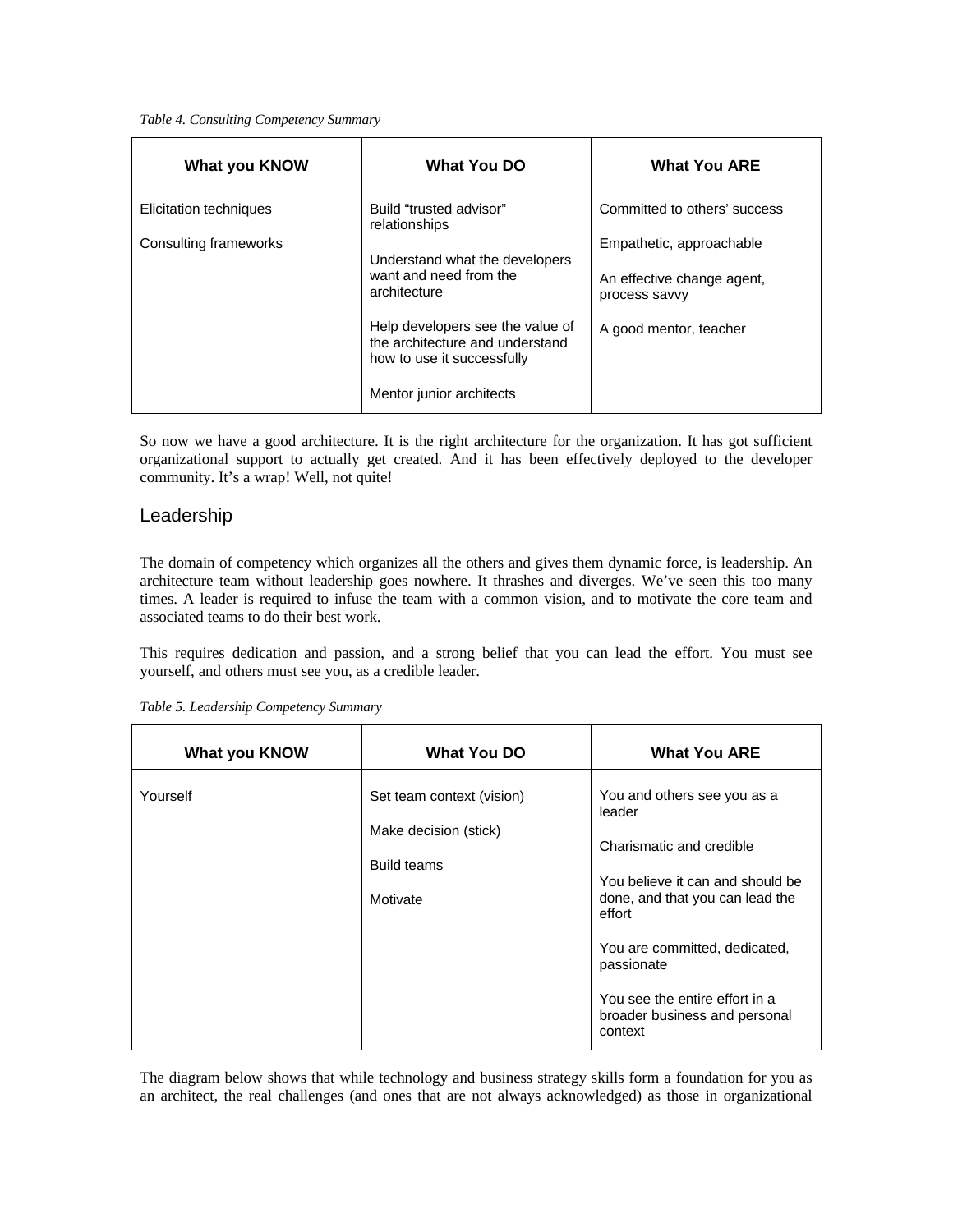*Table 4. Consulting Competency Summary*

| What you KNOW | What You DO | What You ARE |
| --- | --- | --- |
| Elicitation techniques<br><br>Consulting frameworks | Build "trusted advisor" relationships<br><br>Understand what the developers want and need from the architecture<br><br>Help developers see the value of the architecture and understand how to use it successfully<br><br>Mentor junior architects | Committed to others' success<br><br>Empathetic, approachable<br><br>An effective change agent, process savvy<br><br>A good mentor, teacher |

So now we have a good architecture. It is the right architecture for the organization. It has got sufficient organizational support to actually get created. And it has been effectively deployed to the developer community. It's a wrap! Well, not quite!

## Leadership

The domain of competency which organizes all the others and gives them dynamic force, is leadership. An architecture team without leadership goes nowhere. It thrashes and diverges. We've seen this too many times. A leader is required to infuse the team with a common vision, and to motivate the core team and associated teams to do their best work.

This requires dedication and passion, and a strong belief that you can lead the effort. You must see yourself, and others must see you, as a credible leader.

*Table 5. Leadership Competency Summary*

| What you KNOW | What You DO | What You ARE |
| --- | --- | --- |
| Yourself | Set team context (vision)<br><br>Make decision (stick)<br><br>Build teams<br><br>Motivate | You and others see you as a leader<br><br>Charismatic and credible<br><br>You believe it can and should be done, and that you can lead the effort<br><br>You are committed, dedicated, passionate<br><br>You see the entire effort in a broader business and personal context |

The diagram below shows that while technology and business strategy skills form a foundation for you as an architect, the real challenges (and ones that are not always acknowledged) as those in organizational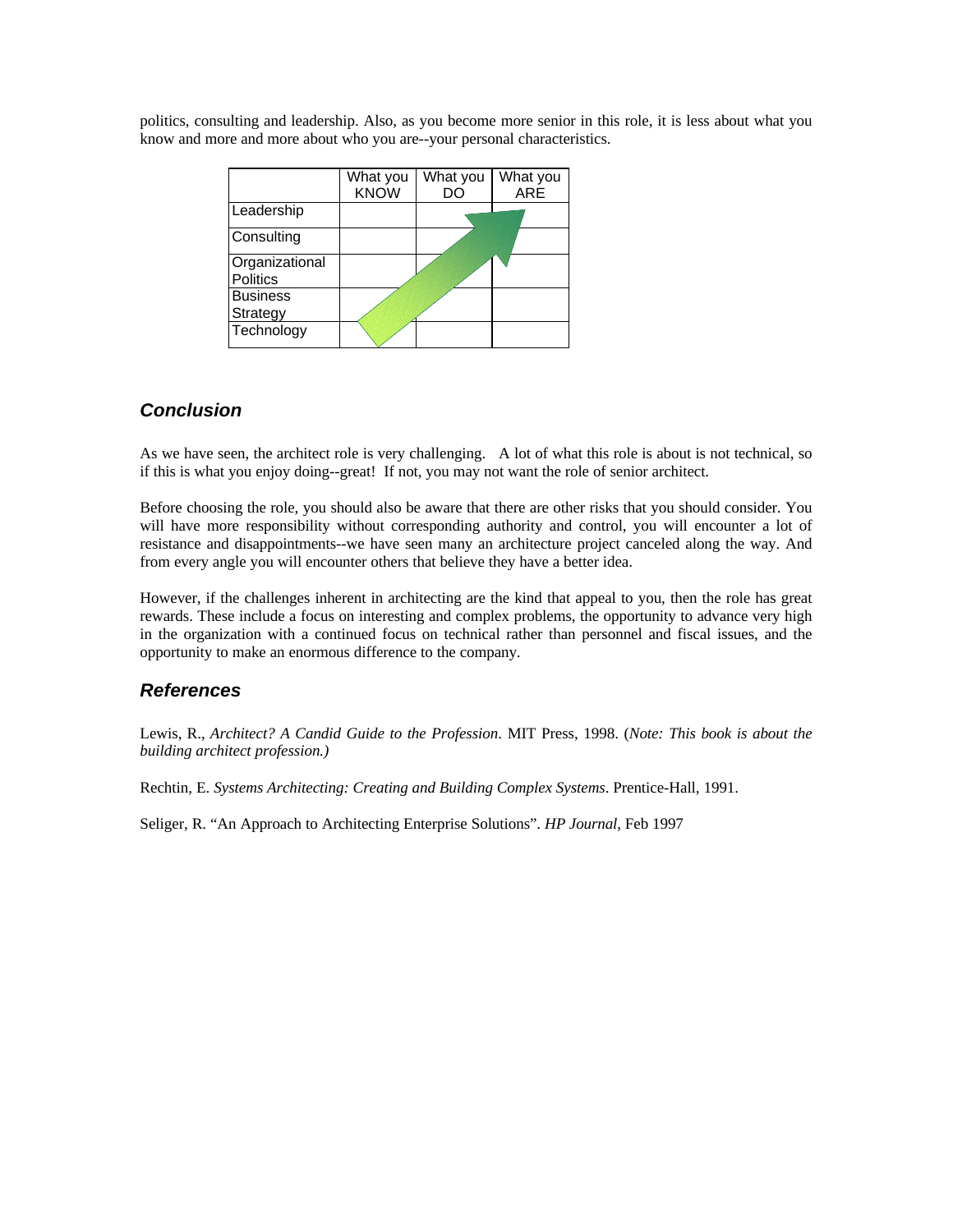politics, consulting and leadership. Also, as you become more senior in this role, it is less about what you know and more and more about who you are--your personal characteristics.

| | What you KNOW | What you DO | What you ARE |
|---|---|---|---|
| Leadership | | | |
| Consulting | | | |
| Organizational Politics | | | |
| Business Strategy | | | |
| Technology | | | |

## *Conclusion*

As we have seen, the architect role is very challenging. A lot of what this role is about is not technical, so if this is what you enjoy doing--great! If not, you may not want the role of senior architect.

Before choosing the role, you should also be aware that there are other risks that you should consider. You will have more responsibility without corresponding authority and control, you will encounter a lot of resistance and disappointments--we have seen many an architecture project canceled along the way. And from every angle you will encounter others that believe they have a better idea.

However, if the challenges inherent in architecting are the kind that appeal to you, then the role has great rewards. These include a focus on interesting and complex problems, the opportunity to advance very high in the organization with a continued focus on technical rather than personnel and fiscal issues, and the opportunity to make an enormous difference to the company.

## *References*

Lewis, R., *Architect? A Candid Guide to the Profession*. MIT Press, 1998. (*Note: This book is about the building architect profession.)*

Rechtin, E. *Systems Architecting: Creating and Building Complex Systems*. Prentice-Hall, 1991.

Seliger, R. "An Approach to Architecting Enterprise Solutions". *HP Journal*, Feb 1997